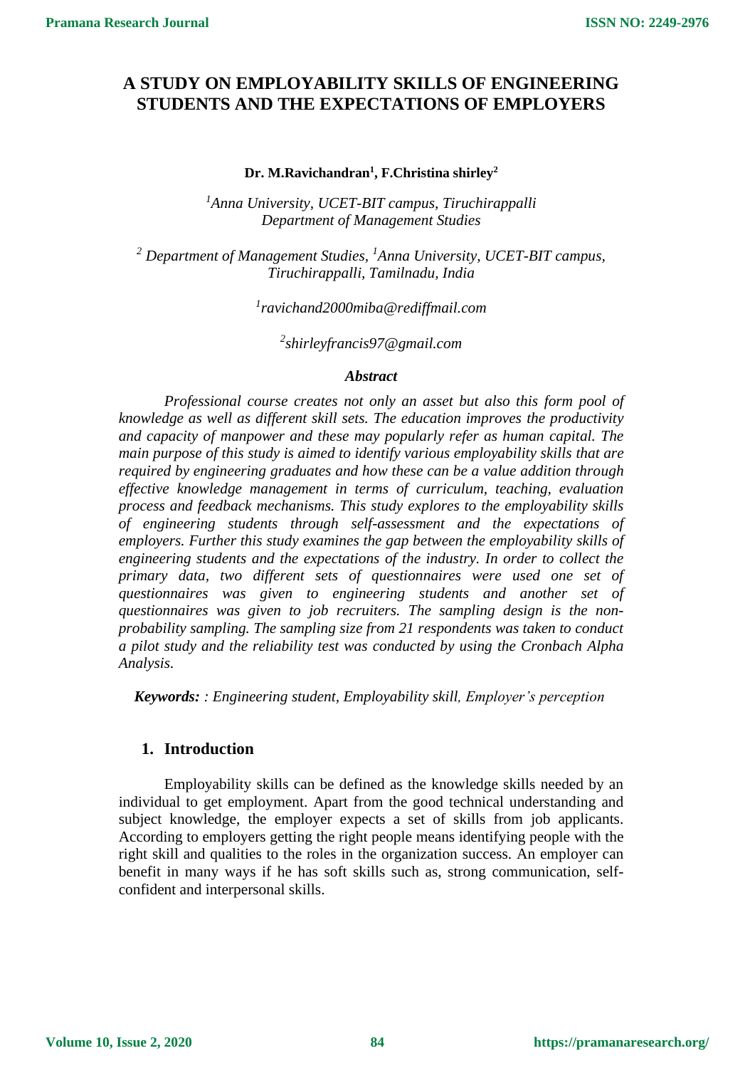# A STUDY ON EMPLOYABILITY SKILLS OF ENGINEERING STUDENTS AND THE EXPECTATIONS OF EMPLOYERS

**Dr. M.Ravichandran[1], F.Christina shirley[2]**

*[1]Anna University, UCET-BIT campus, Tiruchirappalli*
*Department of Management Studies*

*[2] Department of Management Studies, [1]Anna University, UCET-BIT campus, Tiruchirappalli, Tamilnadu, India*

*[1]ravichand2000miba@rediffmail.com*

*[2]shirleyfrancis97@gmail.com*

***Abstract***

*Professional course creates not only an asset but also this form pool of knowledge as well as different skill sets. The education improves the productivity and capacity of manpower and these may popularly refer as human capital. The main purpose of this study is aimed to identify various employability skills that are required by engineering graduates and how these can be a value addition through effective knowledge management in terms of curriculum, teaching, evaluation process and feedback mechanisms. This study explores to the employability skills of engineering students through self-assessment and the expectations of employers. Further this study examines the gap between the employability skills of engineering students and the expectations of the industry. In order to collect the primary data, two different sets of questionnaires were used one set of questionnaires was given to engineering students and another set of questionnaires was given to job recruiters. The sampling design is the non-probability sampling. The sampling size from 21 respondents was taken to conduct a pilot study and the reliability test was conducted by using the Cronbach Alpha Analysis.*

***Keywords:*** *: Engineering student, Employability skill, Employer's perception*

## 1. Introduction

Employability skills can be defined as the knowledge skills needed by an individual to get employment. Apart from the good technical understanding and subject knowledge, the employer expects a set of skills from job applicants. According to employers getting the right people means identifying people with the right skill and qualities to the roles in the organization success. An employer can benefit in many ways if he has soft skills such as, strong communication, self-confident and interpersonal skills.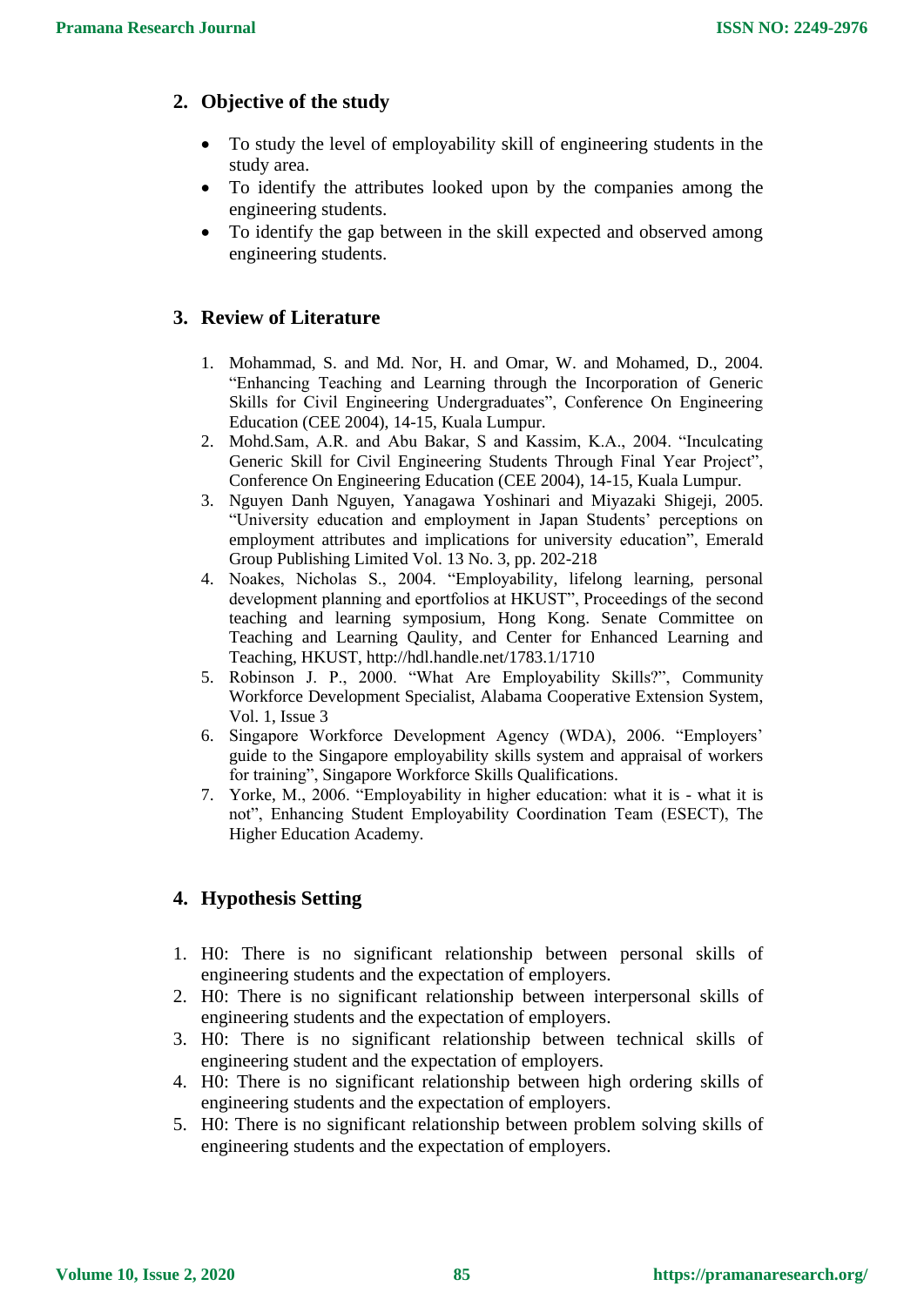## 2. Objective of the study

- To study the level of employability skill of engineering students in the study area.
- To identify the attributes looked upon by the companies among the engineering students.
- To identify the gap between in the skill expected and observed among engineering students.

## 3. Review of Literature

1. Mohammad, S. and Md. Nor, H. and Omar, W. and Mohamed, D., 2004. "Enhancing Teaching and Learning through the Incorporation of Generic Skills for Civil Engineering Undergraduates", Conference On Engineering Education (CEE 2004), 14-15, Kuala Lumpur.
2. Mohd.Sam, A.R. and Abu Bakar, S and Kassim, K.A., 2004. "Inculcating Generic Skill for Civil Engineering Students Through Final Year Project", Conference On Engineering Education (CEE 2004), 14-15, Kuala Lumpur.
3. Nguyen Danh Nguyen, Yanagawa Yoshinari and Miyazaki Shigeji, 2005. "University education and employment in Japan Students' perceptions on employment attributes and implications for university education", Emerald Group Publishing Limited Vol. 13 No. 3, pp. 202-218
4. Noakes, Nicholas S., 2004. "Employability, lifelong learning, personal development planning and eportfolios at HKUST", Proceedings of the second teaching and learning symposium, Hong Kong. Senate Committee on Teaching and Learning Qaulity, and Center for Enhanced Learning and Teaching, HKUST, http://hdl.handle.net/1783.1/1710
5. Robinson J. P., 2000. "What Are Employability Skills?", Community Workforce Development Specialist, Alabama Cooperative Extension System, Vol. 1, Issue 3
6. Singapore Workforce Development Agency (WDA), 2006. "Employers' guide to the Singapore employability skills system and appraisal of workers for training", Singapore Workforce Skills Qualifications.
7. Yorke, M., 2006. "Employability in higher education: what it is - what it is not", Enhancing Student Employability Coordination Team (ESECT), The Higher Education Academy.

## 4. Hypothesis Setting

1. H0: There is no significant relationship between personal skills of engineering students and the expectation of employers.
2. H0: There is no significant relationship between interpersonal skills of engineering students and the expectation of employers.
3. H0: There is no significant relationship between technical skills of engineering student and the expectation of employers.
4. H0: There is no significant relationship between high ordering skills of engineering students and the expectation of employers.
5. H0: There is no significant relationship between problem solving skills of engineering students and the expectation of employers.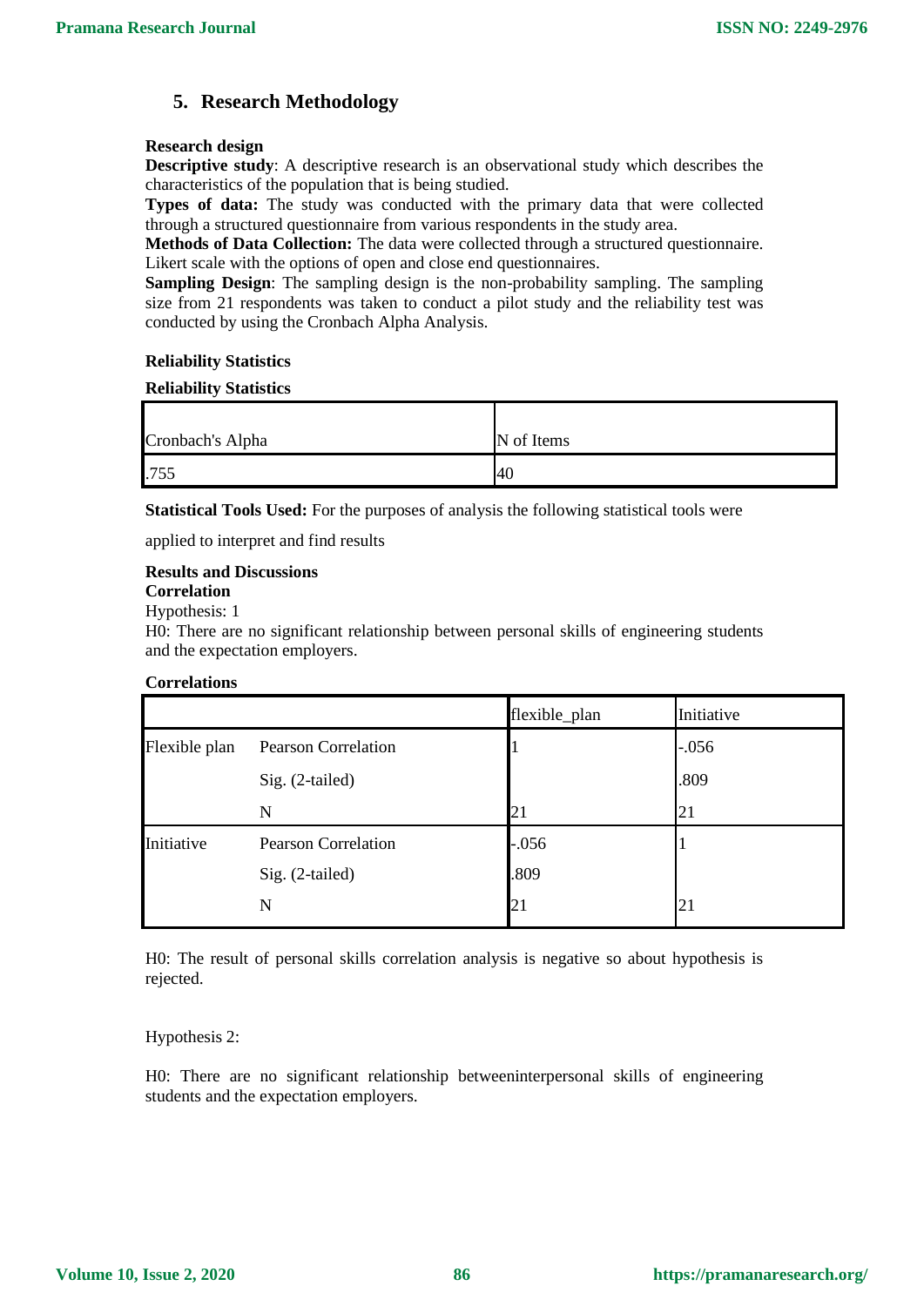## 5. Research Methodology

**Research design**

**Descriptive study**: A descriptive research is an observational study which describes the characteristics of the population that is being studied.

**Types of data:** The study was conducted with the primary data that were collected through a structured questionnaire from various respondents in the study area.

**Methods of Data Collection:** The data were collected through a structured questionnaire. Likert scale with the options of open and close end questionnaires.

**Sampling Design**: The sampling design is the non-probability sampling. The sampling size from 21 respondents was taken to conduct a pilot study and the reliability test was conducted by using the Cronbach Alpha Analysis.

**Reliability Statistics**

**Reliability Statistics**

| Cronbach's Alpha | N of Items |
|---|---|
| .755 | 40 |

**Statistical Tools Used:** For the purposes of analysis the following statistical tools were

applied to interpret and find results

**Results and Discussions**

**Correlation**

Hypothesis: 1

H0: There are no significant relationship between personal skills of engineering students and the expectation employers.

**Correlations**

| | | flexible_plan | Initiative |
|---|---|---|---|
| Flexible plan | Pearson Correlation | 1 | -.056 |
| | Sig. (2-tailed) | | .809 |
| | N | 21 | 21 |
| Initiative | Pearson Correlation | -.056 | 1 |
| | Sig. (2-tailed) | .809 | |
| | N | 21 | 21 |

H0: The result of personal skills correlation analysis is negative so about hypothesis is rejected.

Hypothesis 2:

H0: There are no significant relationship betweeninterpersonal skills of engineering students and the expectation employers.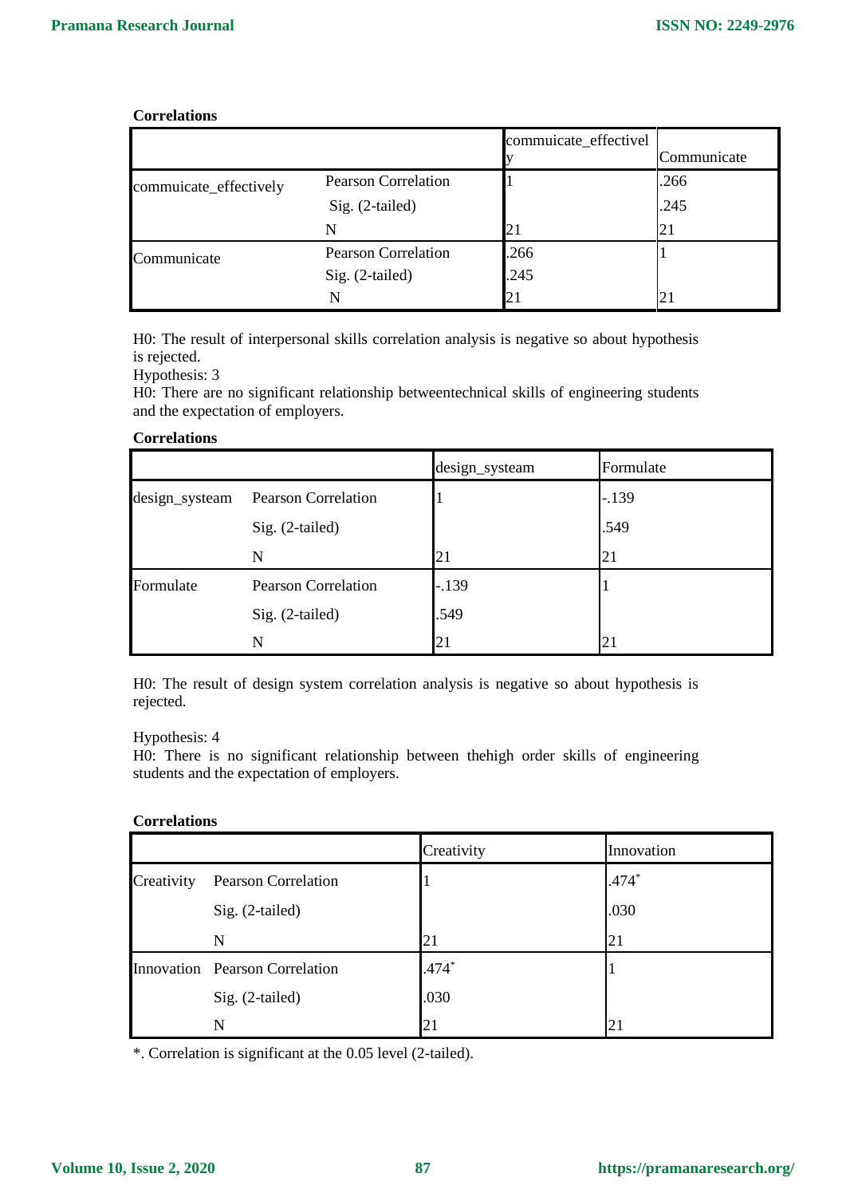**Correlations**

| | | commuicate_effectively | Communicate |
|---|---|---|---|
| commuicate_effectively | Pearson Correlation | 1 | .266 |
| | Sig. (2-tailed) | | .245 |
| | N | 21 | 21 |
| Communicate | Pearson Correlation | .266 | 1 |
| | Sig. (2-tailed) | .245 | |
| | N | 21 | 21 |

H0: The result of interpersonal skills correlation analysis is negative so about hypothesis is rejected.

Hypothesis: 3

H0: There are no significant relationship betweentechnical skills of engineering students and the expectation of employers.

**Correlations**

| | | design_systeam | Formulate |
|---|---|---|---|
| design_systeam | Pearson Correlation | 1 | -.139 |
| | Sig. (2-tailed) | | .549 |
| | N | 21 | 21 |
| Formulate | Pearson Correlation | -.139 | 1 |
| | Sig. (2-tailed) | .549 | |
| | N | 21 | 21 |

H0: The result of design system correlation analysis is negative so about hypothesis is rejected.

Hypothesis: 4

H0: There is no significant relationship between thehigh order skills of engineering students and the expectation of employers.

**Correlations**

| | | Creativity | Innovation |
|---|---|---|---|
| Creativity | Pearson Correlation | 1 | .474* |
| | Sig. (2-tailed) | | .030 |
| | N | 21 | 21 |
| Innovation | Pearson Correlation | .474* | 1 |
| | Sig. (2-tailed) | .030 | |
| | N | 21 | 21 |

*. Correlation is significant at the 0.05 level (2-tailed).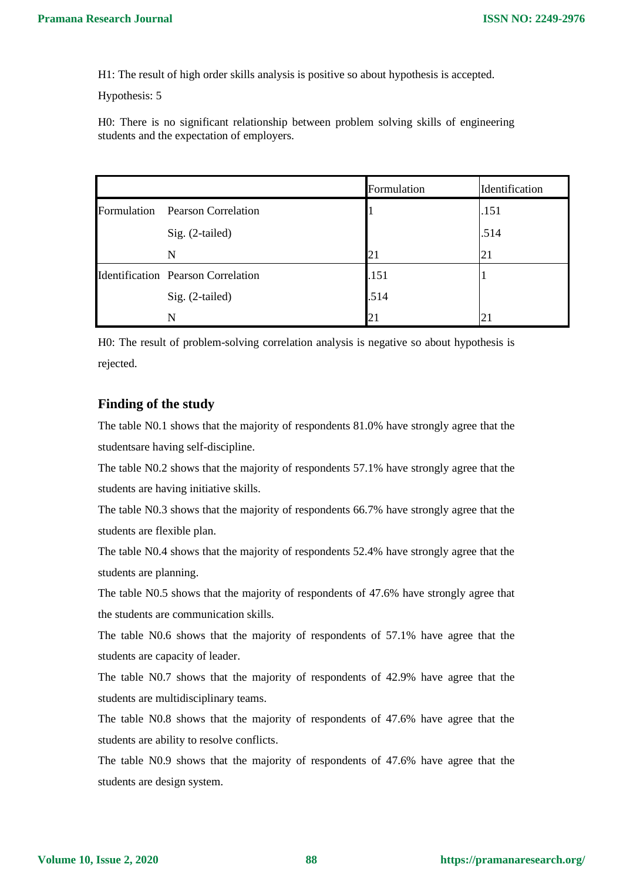H1: The result of high order skills analysis is positive so about hypothesis is accepted.

Hypothesis: 5

H0: There is no significant relationship between problem solving skills of engineering students and the expectation of employers.

| | | Formulation | Identification |
|---|---|---|---|
| Formulation | Pearson Correlation | 1 | .151 |
| | Sig. (2-tailed) | | .514 |
| | N | 21 | 21 |
| Identification | Pearson Correlation | .151 | 1 |
| | Sig. (2-tailed) | .514 | |
| | N | 21 | 21 |

H0: The result of problem-solving correlation analysis is negative so about hypothesis is rejected.

## Finding of the study

The table N0.1 shows that the majority of respondents 81.0% have strongly agree that the studentsare having self-discipline.

The table N0.2 shows that the majority of respondents 57.1% have strongly agree that the students are having initiative skills.

The table N0.3 shows that the majority of respondents 66.7% have strongly agree that the students are flexible plan.

The table N0.4 shows that the majority of respondents 52.4% have strongly agree that the students are planning.

The table N0.5 shows that the majority of respondents of 47.6% have strongly agree that the students are communication skills.

The table N0.6 shows that the majority of respondents of 57.1% have agree that the students are capacity of leader.

The table N0.7 shows that the majority of respondents of 42.9% have agree that the students are multidisciplinary teams.

The table N0.8 shows that the majority of respondents of 47.6% have agree that the students are ability to resolve conflicts.

The table N0.9 shows that the majority of respondents of 47.6% have agree that the students are design system.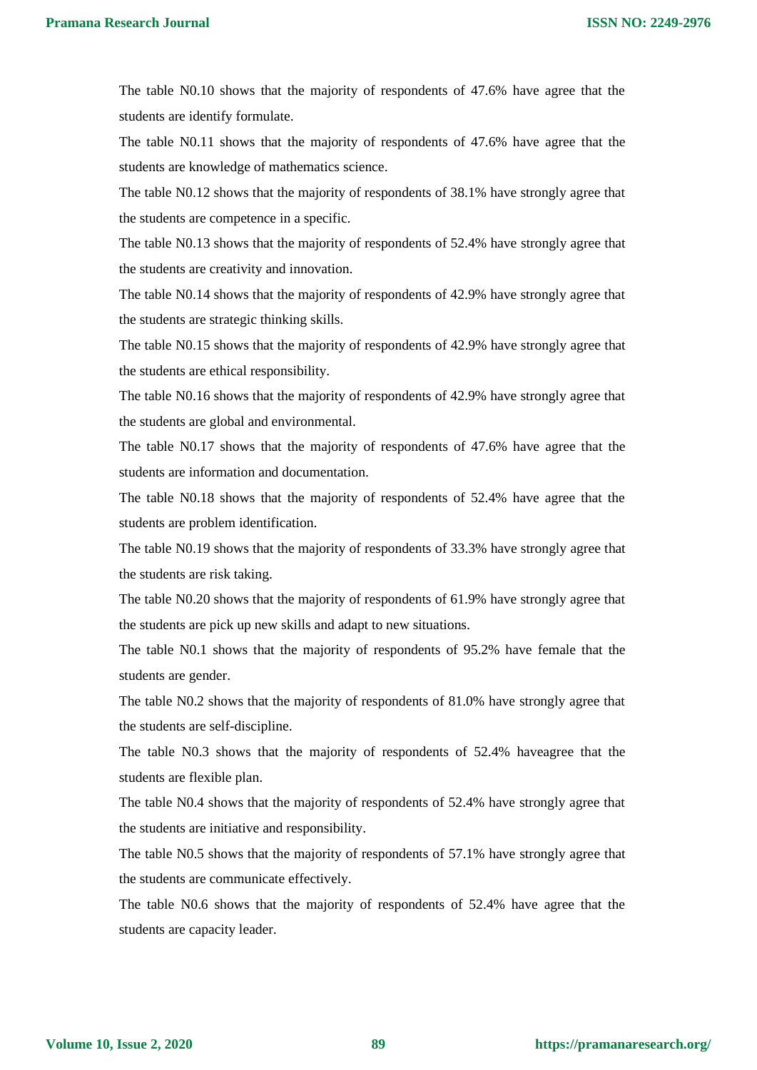The table N0.10 shows that the majority of respondents of 47.6% have agree that the students are identify formulate.

The table N0.11 shows that the majority of respondents of 47.6% have agree that the students are knowledge of mathematics science.

The table N0.12 shows that the majority of respondents of 38.1% have strongly agree that the students are competence in a specific.

The table N0.13 shows that the majority of respondents of 52.4% have strongly agree that the students are creativity and innovation.

The table N0.14 shows that the majority of respondents of 42.9% have strongly agree that the students are strategic thinking skills.

The table N0.15 shows that the majority of respondents of 42.9% have strongly agree that the students are ethical responsibility.

The table N0.16 shows that the majority of respondents of 42.9% have strongly agree that the students are global and environmental.

The table N0.17 shows that the majority of respondents of 47.6% have agree that the students are information and documentation.

The table N0.18 shows that the majority of respondents of 52.4% have agree that the students are problem identification.

The table N0.19 shows that the majority of respondents of 33.3% have strongly agree that the students are risk taking.

The table N0.20 shows that the majority of respondents of 61.9% have strongly agree that the students are pick up new skills and adapt to new situations.

The table N0.1 shows that the majority of respondents of 95.2% have female that the students are gender.

The table N0.2 shows that the majority of respondents of 81.0% have strongly agree that the students are self-discipline.

The table N0.3 shows that the majority of respondents of 52.4% haveagree that the students are flexible plan.

The table N0.4 shows that the majority of respondents of 52.4% have strongly agree that the students are initiative and responsibility.

The table N0.5 shows that the majority of respondents of 57.1% have strongly agree that the students are communicate effectively.

The table N0.6 shows that the majority of respondents of 52.4% have agree that the students are capacity leader.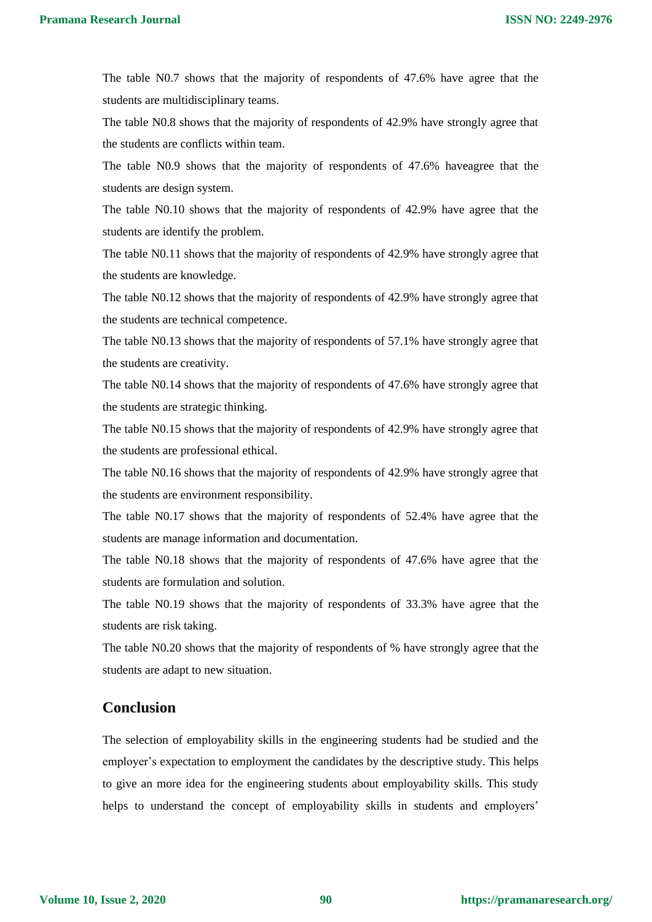The table N0.7 shows that the majority of respondents of 47.6% have agree that the students are multidisciplinary teams.

The table N0.8 shows that the majority of respondents of 42.9% have strongly agree that the students are conflicts within team.

The table N0.9 shows that the majority of respondents of 47.6% haveagree that the students are design system.

The table N0.10 shows that the majority of respondents of 42.9% have agree that the students are identify the problem.

The table N0.11 shows that the majority of respondents of 42.9% have strongly agree that the students are knowledge.

The table N0.12 shows that the majority of respondents of 42.9% have strongly agree that the students are technical competence.

The table N0.13 shows that the majority of respondents of 57.1% have strongly agree that the students are creativity.

The table N0.14 shows that the majority of respondents of 47.6% have strongly agree that the students are strategic thinking.

The table N0.15 shows that the majority of respondents of 42.9% have strongly agree that the students are professional ethical.

The table N0.16 shows that the majority of respondents of 42.9% have strongly agree that the students are environment responsibility.

The table N0.17 shows that the majority of respondents of 52.4% have agree that the students are manage information and documentation.

The table N0.18 shows that the majority of respondents of 47.6% have agree that the students are formulation and solution.

The table N0.19 shows that the majority of respondents of 33.3% have agree that the students are risk taking.

The table N0.20 shows that the majority of respondents of % have strongly agree that the students are adapt to new situation.

## Conclusion

The selection of employability skills in the engineering students had be studied and the employer's expectation to employment the candidates by the descriptive study. This helps to give an more idea for the engineering students about employability skills. This study helps to understand the concept of employability skills in students and employers'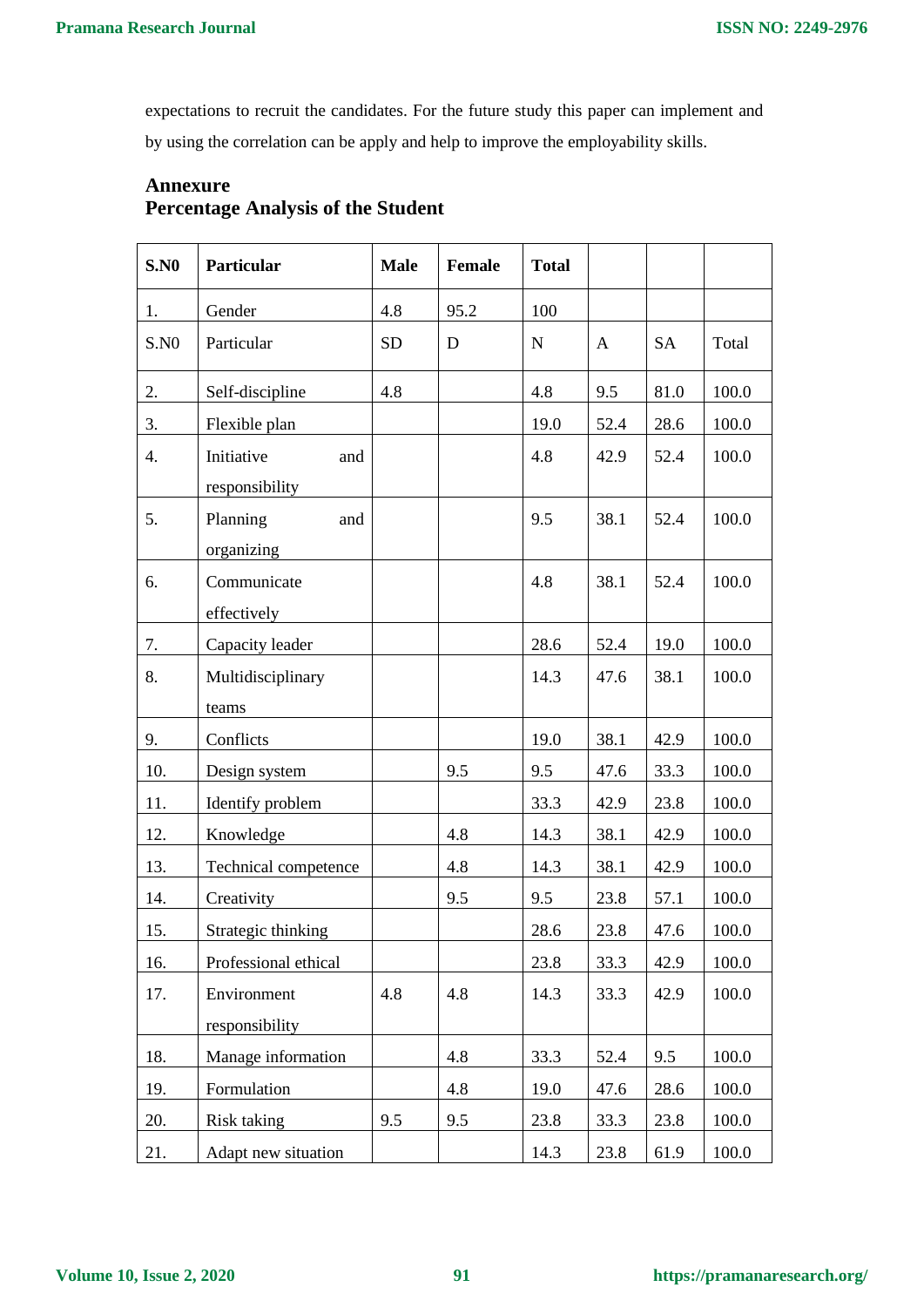expectations to recruit the candidates. For the future study this paper can implement and by using the correlation can be apply and help to improve the employability skills.

## Annexure
## Percentage Analysis of the Student

| S.N0 | Particular | Male | Female | Total | | | |
|---|---|---|---|---|---|---|---|
| 1. | Gender | 4.8 | 95.2 | 100 | | | |
| S.N0 | Particular | SD | D | N | A | SA | Total |
| 2. | Self-discipline | 4.8 | | 4.8 | 9.5 | 81.0 | 100.0 |
| 3. | Flexible plan | | | 19.0 | 52.4 | 28.6 | 100.0 |
| 4. | Initiative and responsibility | | | 4.8 | 42.9 | 52.4 | 100.0 |
| 5. | Planning and organizing | | | 9.5 | 38.1 | 52.4 | 100.0 |
| 6. | Communicate effectively | | | 4.8 | 38.1 | 52.4 | 100.0 |
| 7. | Capacity leader | | | 28.6 | 52.4 | 19.0 | 100.0 |
| 8. | Multidisciplinary teams | | | 14.3 | 47.6 | 38.1 | 100.0 |
| 9. | Conflicts | | | 19.0 | 38.1 | 42.9 | 100.0 |
| 10. | Design system | | 9.5 | 9.5 | 47.6 | 33.3 | 100.0 |
| 11. | Identify problem | | | 33.3 | 42.9 | 23.8 | 100.0 |
| 12. | Knowledge | | 4.8 | 14.3 | 38.1 | 42.9 | 100.0 |
| 13. | Technical competence | | 4.8 | 14.3 | 38.1 | 42.9 | 100.0 |
| 14. | Creativity | | 9.5 | 9.5 | 23.8 | 57.1 | 100.0 |
| 15. | Strategic thinking | | | 28.6 | 23.8 | 47.6 | 100.0 |
| 16. | Professional ethical | | | 23.8 | 33.3 | 42.9 | 100.0 |
| 17. | Environment responsibility | 4.8 | 4.8 | 14.3 | 33.3 | 42.9 | 100.0 |
| 18. | Manage information | | 4.8 | 33.3 | 52.4 | 9.5 | 100.0 |
| 19. | Formulation | | 4.8 | 19.0 | 47.6 | 28.6 | 100.0 |
| 20. | Risk taking | 9.5 | 9.5 | 23.8 | 33.3 | 23.8 | 100.0 |
| 21. | Adapt new situation | | | 14.3 | 23.8 | 61.9 | 100.0 |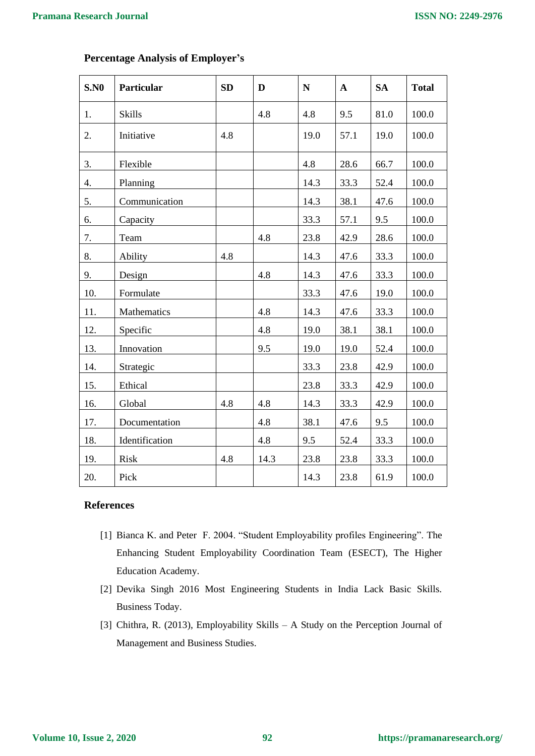**Percentage Analysis of Employer's**

| S.N0 | Particular | SD | D | N | A | SA | Total |
|---|---|---|---|---|---|---|---|
| 1. | Skills | | 4.8 | 4.8 | 9.5 | 81.0 | 100.0 |
| 2. | Initiative | 4.8 | | 19.0 | 57.1 | 19.0 | 100.0 |
| 3. | Flexible | | | 4.8 | 28.6 | 66.7 | 100.0 |
| 4. | Planning | | | 14.3 | 33.3 | 52.4 | 100.0 |
| 5. | Communication | | | 14.3 | 38.1 | 47.6 | 100.0 |
| 6. | Capacity | | | 33.3 | 57.1 | 9.5 | 100.0 |
| 7. | Team | | 4.8 | 23.8 | 42.9 | 28.6 | 100.0 |
| 8. | Ability | 4.8 | | 14.3 | 47.6 | 33.3 | 100.0 |
| 9. | Design | | 4.8 | 14.3 | 47.6 | 33.3 | 100.0 |
| 10. | Formulate | | | 33.3 | 47.6 | 19.0 | 100.0 |
| 11. | Mathematics | | 4.8 | 14.3 | 47.6 | 33.3 | 100.0 |
| 12. | Specific | | 4.8 | 19.0 | 38.1 | 38.1 | 100.0 |
| 13. | Innovation | | 9.5 | 19.0 | 19.0 | 52.4 | 100.0 |
| 14. | Strategic | | | 33.3 | 23.8 | 42.9 | 100.0 |
| 15. | Ethical | | | 23.8 | 33.3 | 42.9 | 100.0 |
| 16. | Global | 4.8 | 4.8 | 14.3 | 33.3 | 42.9 | 100.0 |
| 17. | Documentation | | 4.8 | 38.1 | 47.6 | 9.5 | 100.0 |
| 18. | Identification | | 4.8 | 9.5 | 52.4 | 33.3 | 100.0 |
| 19. | Risk | 4.8 | 14.3 | 23.8 | 23.8 | 33.3 | 100.0 |
| 20. | Pick | | | 14.3 | 23.8 | 61.9 | 100.0 |

**References**

[1] Bianca K. and Peter F. 2004. "Student Employability profiles Engineering". The Enhancing Student Employability Coordination Team (ESECT), The Higher Education Academy.

[2] Devika Singh 2016 Most Engineering Students in India Lack Basic Skills. Business Today.

[3] Chithra, R. (2013), Employability Skills – A Study on the Perception Journal of Management and Business Studies.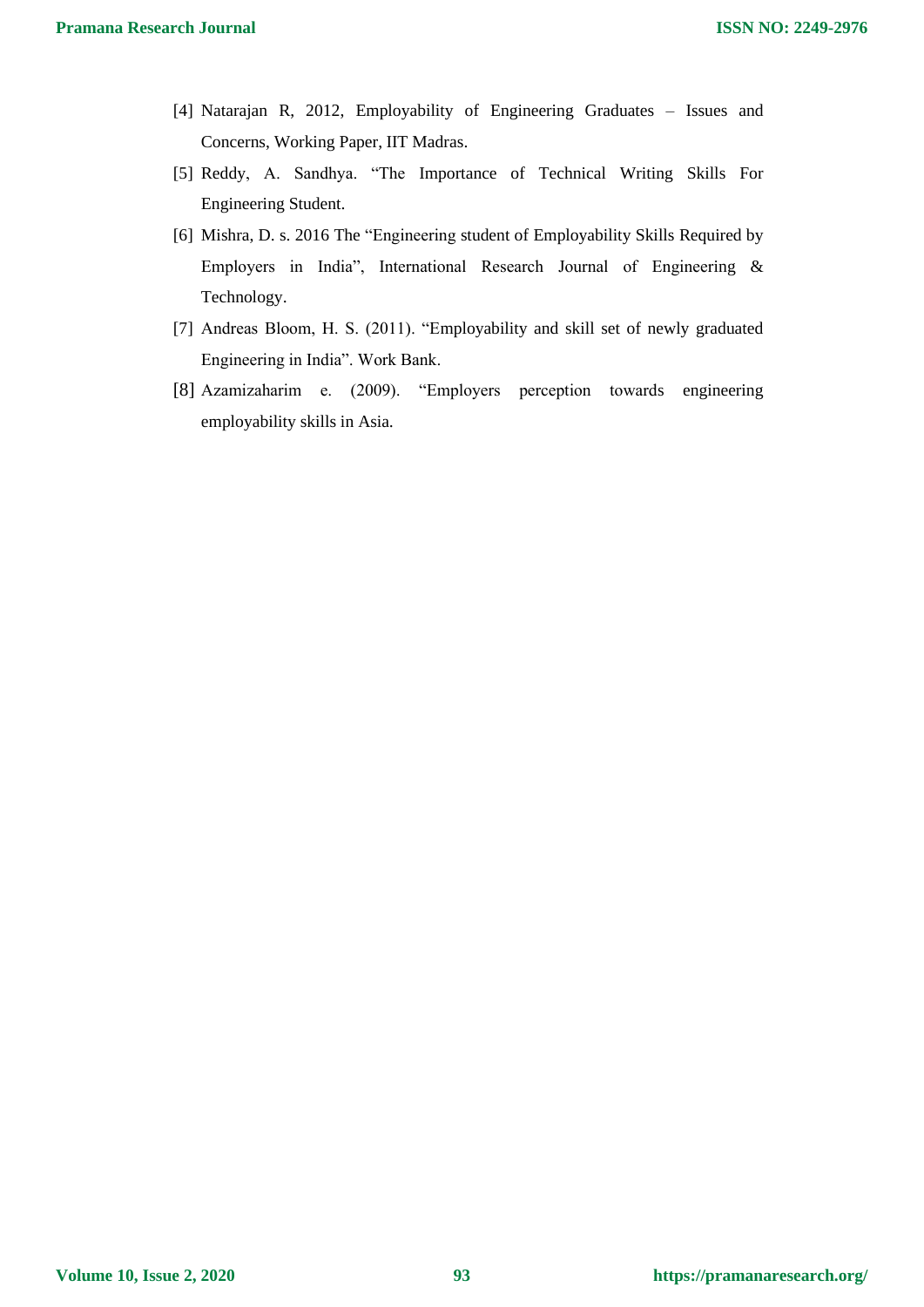[4] Natarajan R, 2012, Employability of Engineering Graduates – Issues and Concerns, Working Paper, IIT Madras.

[5] Reddy, A. Sandhya. "The Importance of Technical Writing Skills For Engineering Student.

[6] Mishra, D. s. 2016 The "Engineering student of Employability Skills Required by Employers in India", International Research Journal of Engineering & Technology.

[7] Andreas Bloom, H. S. (2011). "Employability and skill set of newly graduated Engineering in India". Work Bank.

[8] Azamizaharim e. (2009). "Employers perception towards engineering employability skills in Asia.